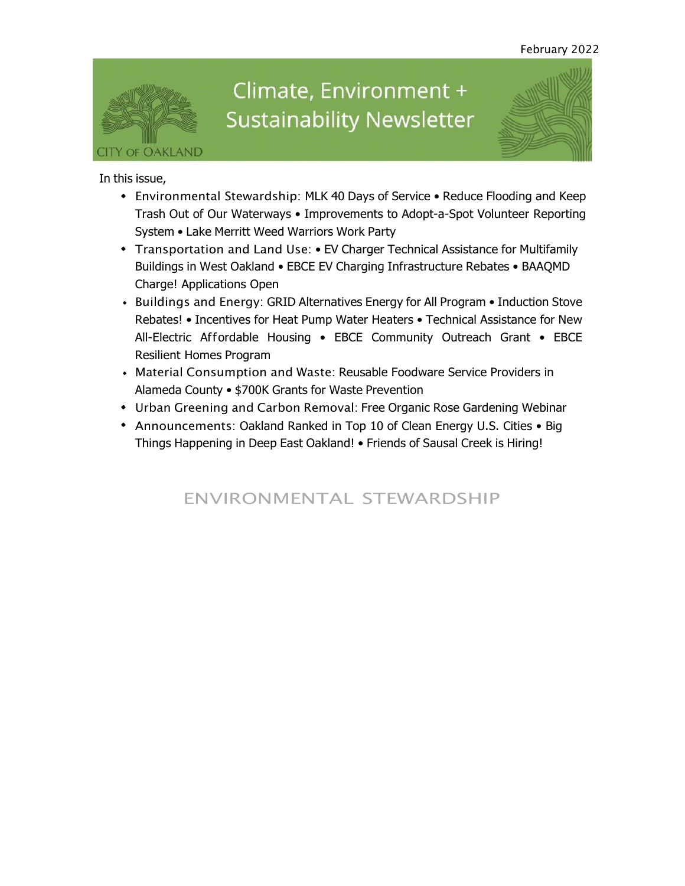February 2022

# Climate, Environment + Sustainability Newsletter

CITY OF OAKLAND

In this issue,

- Environmental Stewardship: MLK 40 Days of Service • Reduce Flooding and Keep Trash Out of Our Waterways • Improvements to Adopt-a-Spot Volunteer Reporting System • Lake Merritt Weed Warriors Work Party
- Transportation and Land Use: • EV Charger Technical Assistance for Multifamily Buildings in West Oakland • EBCE EV Charging Infrastructure Rebates • BAAQMD Charge! Applications Open
- Buildings and Energy: GRID Alternatives Energy for All Program • Induction Stove Rebates! • Incentives for Heat Pump Water Heaters • Technical Assistance for New All-Electric Affordable Housing • EBCE Community Outreach Grant • EBCE Resilient Homes Program
- Material Consumption and Waste: Reusable Foodware Service Providers in Alameda County • $700K Grants for Waste Prevention
- Urban Greening and Carbon Removal: Free Organic Rose Gardening Webinar
- Announcements: Oakland Ranked in Top 10 of Clean Energy U.S. Cities • Big Things Happening in Deep East Oakland! • Friends of Sausal Creek is Hiring!

## ENVIRONMENTAL STEWARDSHIP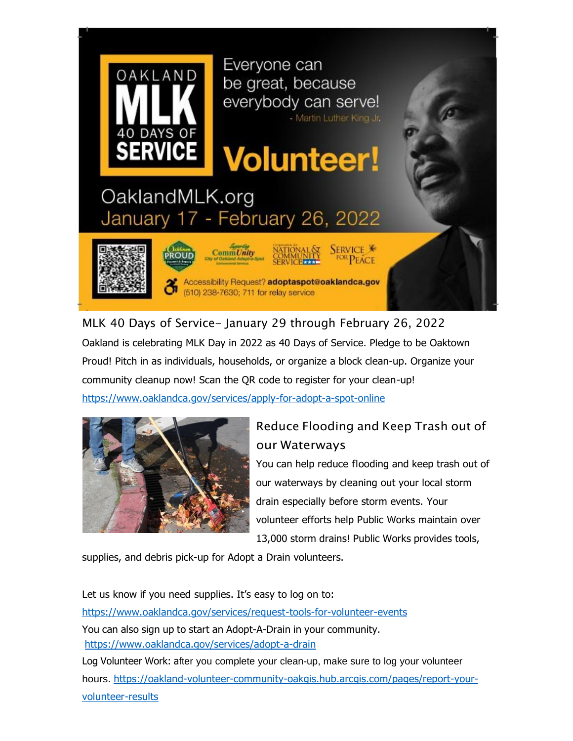Oakland MLK 40 Days of Service

Everyone can be great, because everybody can serve!
- Martin Luther King Jr.

**Volunteer!**

OaklandMLK.org
January 17 - February 26, 2022

Accessibility Request? **adoptaspot@oaklandca.gov**
(510) 238-7630; 711 for relay service

## MLK 40 Days of Service– January 29 through February 26, 2022

Oakland is celebrating MLK Day in 2022 as 40 Days of Service. Pledge to be Oaktown Proud! Pitch in as individuals, households, or organize a block clean-up. Organize your community cleanup now! Scan the QR code to register for your clean-up!
https://www.oaklandca.gov/services/apply-for-adopt-a-spot-online

## Reduce Flooding and Keep Trash out of our Waterways

You can help reduce flooding and keep trash out of our waterways by cleaning out your local storm drain especially before storm events. Your volunteer efforts help Public Works maintain over 13,000 storm drains! Public Works provides tools, supplies, and debris pick-up for Adopt a Drain volunteers.

Let us know if you need supplies. It's easy to log on to:
https://www.oaklandca.gov/services/request-tools-for-volunteer-events

You can also sign up to start an Adopt-A-Drain in your community.
https://www.oaklandca.gov/services/adopt-a-drain

Log Volunteer Work: after you complete your clean-up, make sure to log your volunteer hours. https://oakland-volunteer-community-oakgis.hub.arcgis.com/pages/report-your-volunteer-results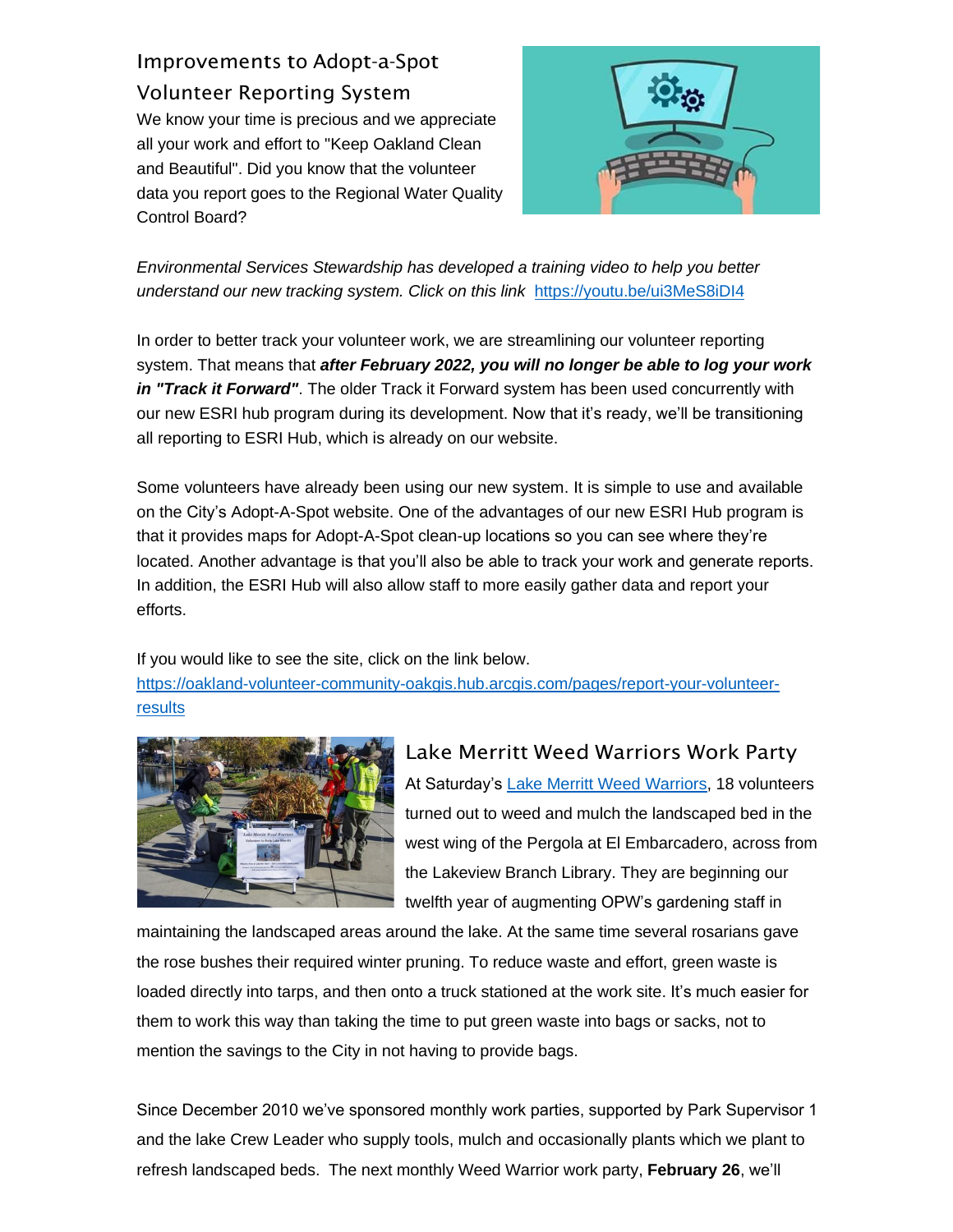## Improvements to Adopt-a-Spot Volunteer Reporting System

We know your time is precious and we appreciate all your work and effort to "Keep Oakland Clean and Beautiful". Did you know that the volunteer data you report goes to the Regional Water Quality Control Board?

*Environmental Services Stewardship has developed a training video to help you better understand our new tracking system. Click on this link* https://youtu.be/ui3MeS8iDI4

In order to better track your volunteer work, we are streamlining our volunteer reporting system. That means that ***after February 2022, you will no longer be able to log your work in "Track it Forward"***. The older Track it Forward system has been used concurrently with our new ESRI hub program during its development. Now that it's ready, we'll be transitioning all reporting to ESRI Hub, which is already on our website.

Some volunteers have already been using our new system. It is simple to use and available on the City's Adopt-A-Spot website. One of the advantages of our new ESRI Hub program is that it provides maps for Adopt-A-Spot clean-up locations so you can see where they're located. Another advantage is that you'll also be able to track your work and generate reports. In addition, the ESRI Hub will also allow staff to more easily gather data and report your efforts.

If you would like to see the site, click on the link below.
https://oakland-volunteer-community-oakgis.hub.arcgis.com/pages/report-your-volunteer-results

## Lake Merritt Weed Warriors Work Party

At Saturday's Lake Merritt Weed Warriors, 18 volunteers turned out to weed and mulch the landscaped bed in the west wing of the Pergola at El Embarcadero, across from the Lakeview Branch Library. They are beginning our twelfth year of augmenting OPW's gardening staff in maintaining the landscaped areas around the lake. At the same time several rosarians gave the rose bushes their required winter pruning. To reduce waste and effort, green waste is loaded directly into tarps, and then onto a truck stationed at the work site. It's much easier for them to work this way than taking the time to put green waste into bags or sacks, not to mention the savings to the City in not having to provide bags.

Since December 2010 we've sponsored monthly work parties, supported by Park Supervisor 1 and the lake Crew Leader who supply tools, mulch and occasionally plants which we plant to refresh landscaped beds. The next monthly Weed Warrior work party, **February 26**, we'll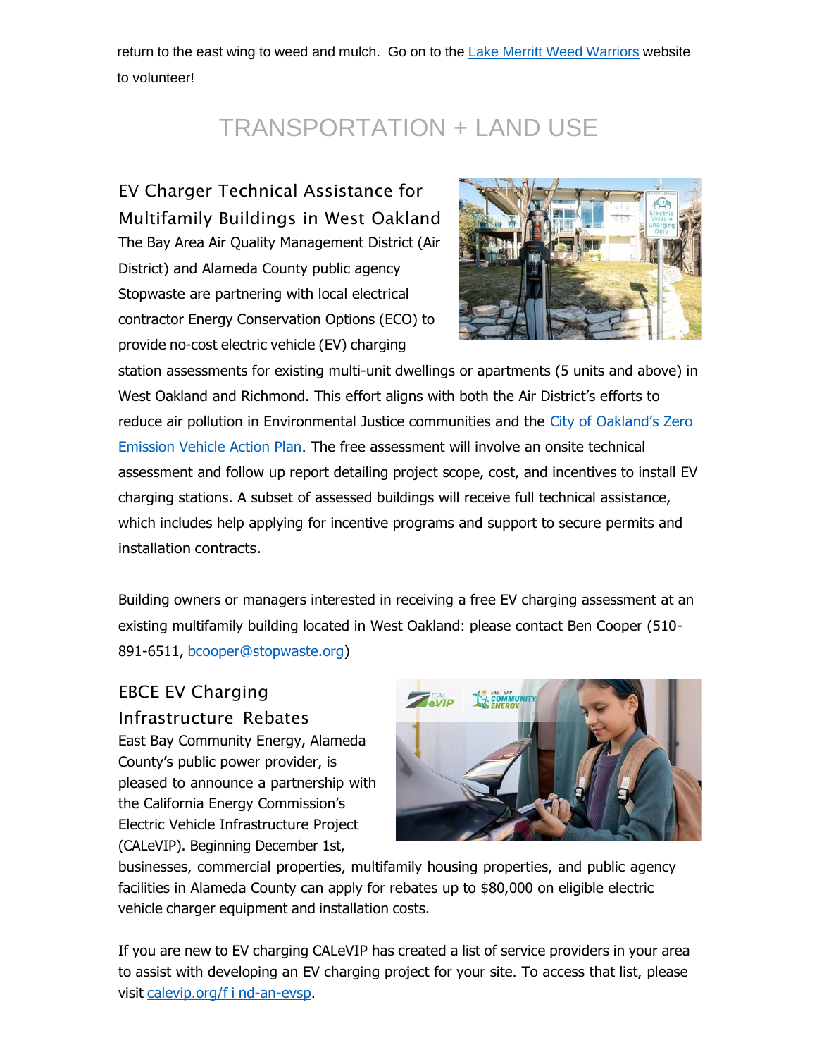return to the east wing to weed and mulch. Go on to the Lake Merritt Weed Warriors website to volunteer!

## TRANSPORTATION + LAND USE

### EV Charger Technical Assistance for Multifamily Buildings in West Oakland

The Bay Area Air Quality Management District (Air District) and Alameda County public agency Stopwaste are partnering with local electrical contractor Energy Conservation Options (ECO) to provide no-cost electric vehicle (EV) charging station assessments for existing multi-unit dwellings or apartments (5 units and above) in West Oakland and Richmond. This effort aligns with both the Air District's efforts to reduce air pollution in Environmental Justice communities and the City of Oakland's Zero Emission Vehicle Action Plan. The free assessment will involve an onsite technical assessment and follow up report detailing project scope, cost, and incentives to install EV charging stations. A subset of assessed buildings will receive full technical assistance, which includes help applying for incentive programs and support to secure permits and installation contracts.

Building owners or managers interested in receiving a free EV charging assessment at an existing multifamily building located in West Oakland: please contact Ben Cooper (510-891-6511, bcooper@stopwaste.org)

### EBCE EV Charging Infrastructure Rebates

East Bay Community Energy, Alameda County's public power provider, is pleased to announce a partnership with the California Energy Commission's Electric Vehicle Infrastructure Project (CALeVIP). Beginning December 1st, businesses, commercial properties, multifamily housing properties, and public agency facilities in Alameda County can apply for rebates up to $80,000 on eligible electric vehicle charger equipment and installation costs.

If you are new to EV charging CALeVIP has created a list of service providers in your area to assist with developing an EV charging project for your site. To access that list, please visit calevip.org/f i nd-an-evsp.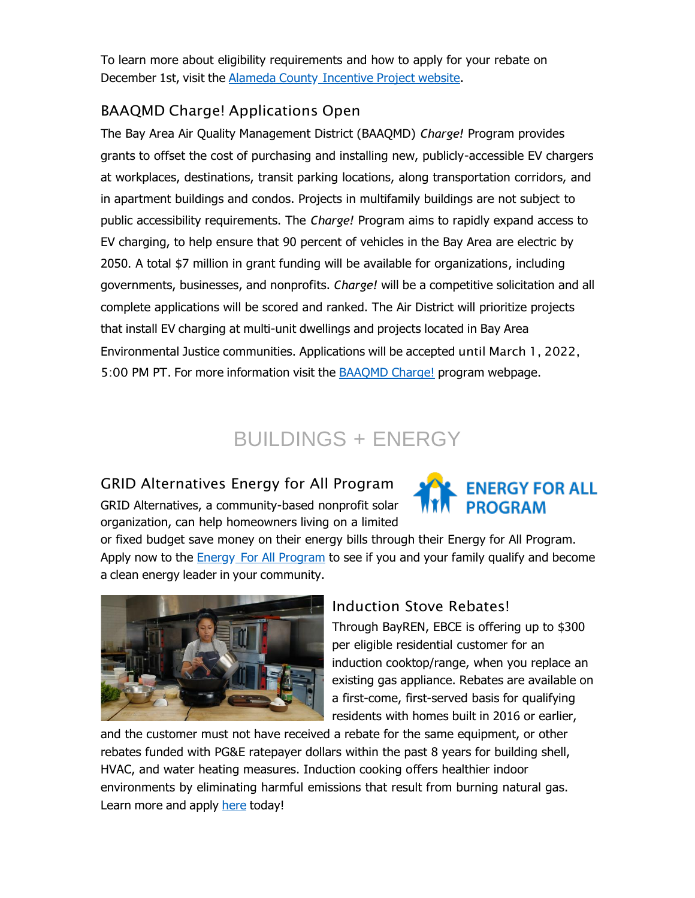To learn more about eligibility requirements and how to apply for your rebate on December 1st, visit the [Alameda County Incentive Project website](#).

### BAAQMD Charge! Applications Open

The Bay Area Air Quality Management District (BAAQMD) *Charge!* Program provides grants to offset the cost of purchasing and installing new, publicly-accessible EV chargers at workplaces, destinations, transit parking locations, along transportation corridors, and in apartment buildings and condos. Projects in multifamily buildings are not subject to public accessibility requirements. The *Charge!* Program aims to rapidly expand access to EV charging, to help ensure that 90 percent of vehicles in the Bay Area are electric by 2050. A total $7 million in grant funding will be available for organizations, including governments, businesses, and nonprofits. *Charge!* will be a competitive solicitation and all complete applications will be scored and ranked. The Air District will prioritize projects that install EV charging at multi-unit dwellings and projects located in Bay Area Environmental Justice communities. Applications will be accepted until March 1, 2022, 5:00 PM PT. For more information visit the [BAAQMD Charge!](#) program webpage.

## BUILDINGS + ENERGY

### GRID Alternatives Energy for All Program

ENERGY FOR ALL PROGRAM

GRID Alternatives, a community-based nonprofit solar organization, can help homeowners living on a limited or fixed budget save money on their energy bills through their Energy for All Program. Apply now to the [Energy For All Program](#) to see if you and your family qualify and become a clean energy leader in your community.

### Induction Stove Rebates!

Through BayREN, EBCE is offering up to $300 per eligible residential customer for an induction cooktop/range, when you replace an existing gas appliance. Rebates are available on a first-come, first-served basis for qualifying residents with homes built in 2016 or earlier, and the customer must not have received a rebate for the same equipment, or other rebates funded with PG&E ratepayer dollars within the past 8 years for building shell, HVAC, and water heating measures. Induction cooking offers healthier indoor environments by eliminating harmful emissions that result from burning natural gas. Learn more and apply [here](#) today!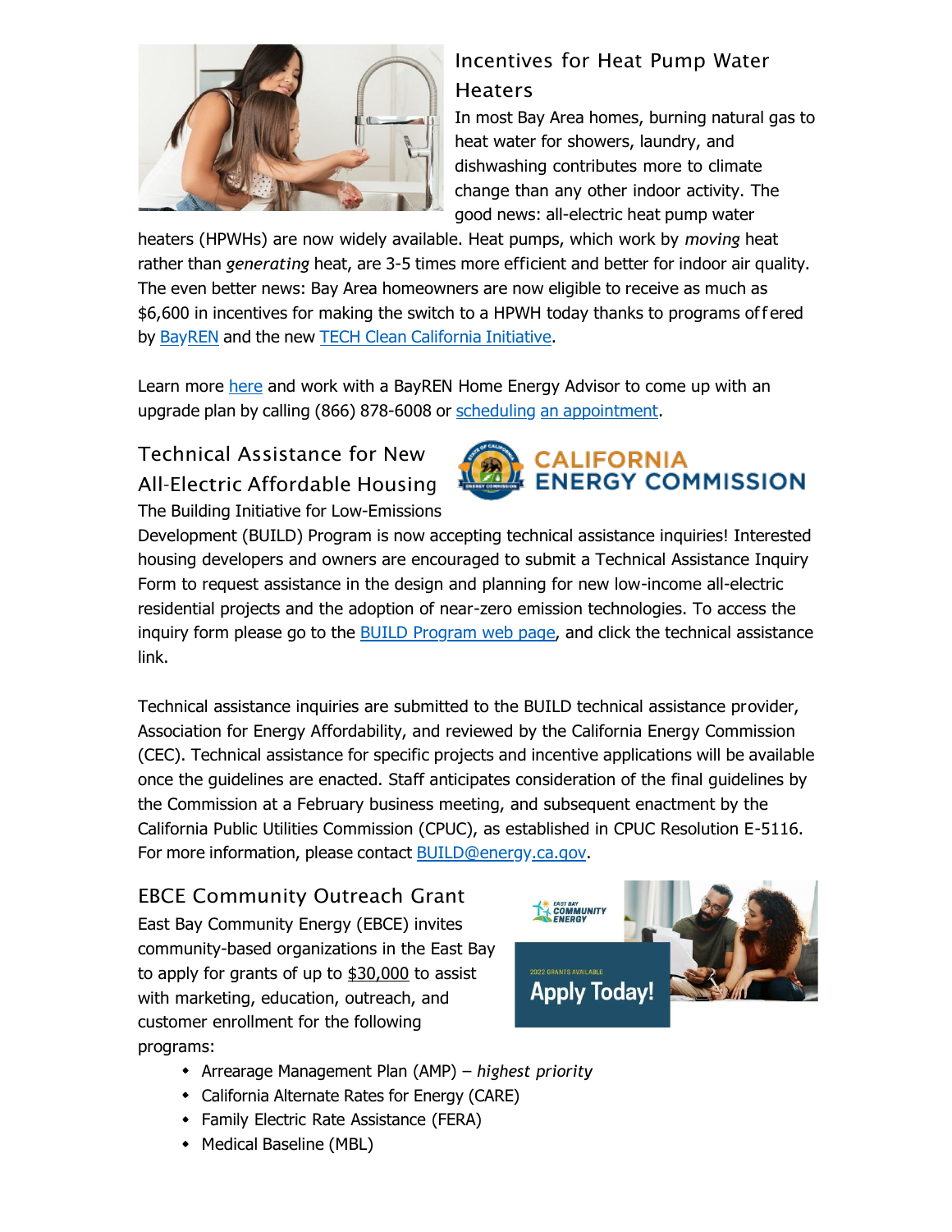## Incentives for Heat Pump Water Heaters

In most Bay Area homes, burning natural gas to heat water for showers, laundry, and dishwashing contributes more to climate change than any other indoor activity. The good news: all-electric heat pump water heaters (HPWHs) are now widely available. Heat pumps, which work by *moving* heat rather than *generating* heat, are 3-5 times more efficient and better for indoor air quality. The even better news: Bay Area homeowners are now eligible to receive as much as $6,600 in incentives for making the switch to a HPWH today thanks to programs offered by BayREN and the new TECH Clean California Initiative.

Learn more here and work with a BayREN Home Energy Advisor to come up with an upgrade plan by calling (866) 878-6008 or scheduling an appointment.

## Technical Assistance for New All-Electric Affordable Housing

The Building Initiative for Low-Emissions Development (BUILD) Program is now accepting technical assistance inquiries! Interested housing developers and owners are encouraged to submit a Technical Assistance Inquiry Form to request assistance in the design and planning for new low-income all-electric residential projects and the adoption of near-zero emission technologies. To access the inquiry form please go to the BUILD Program web page, and click the technical assistance link.

Technical assistance inquiries are submitted to the BUILD technical assistance provider, Association for Energy Affordability, and reviewed by the California Energy Commission (CEC). Technical assistance for specific projects and incentive applications will be available once the guidelines are enacted. Staff anticipates consideration of the final guidelines by the Commission at a February business meeting, and subsequent enactment by the California Public Utilities Commission (CPUC), as established in CPUC Resolution E-5116. For more information, please contact BUILD@energy.ca.gov.

## EBCE Community Outreach Grant

East Bay Community Energy (EBCE) invites community-based organizations in the East Bay to apply for grants of up to $30,000 to assist with marketing, education, outreach, and customer enrollment for the following programs:

- Arrearage Management Plan (AMP) – *highest priority*
- California Alternate Rates for Energy (CARE)
- Family Electric Rate Assistance (FERA)
- Medical Baseline (MBL)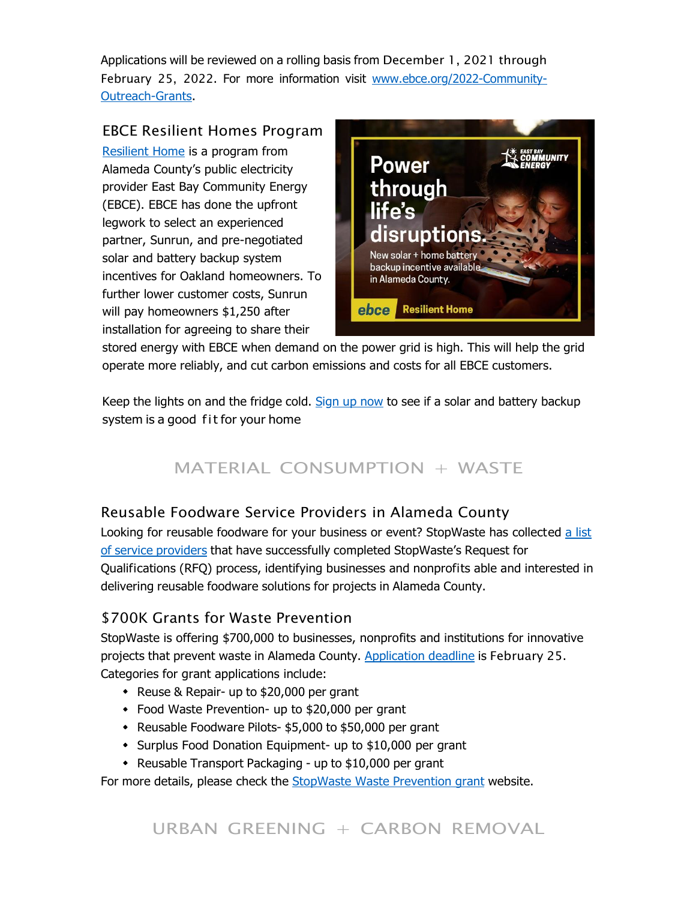Applications will be reviewed on a rolling basis from December 1, 2021 through February 25, 2022. For more information visit www.ebce.org/2022-Community-Outreach-Grants.

### EBCE Resilient Homes Program

Resilient Home is a program from Alameda County's public electricity provider East Bay Community Energy (EBCE). EBCE has done the upfront legwork to select an experienced partner, Sunrun, and pre-negotiated solar and battery backup system incentives for Oakland homeowners. To further lower customer costs, Sunrun will pay homeowners $1,250 after installation for agreeing to share their stored energy with EBCE when demand on the power grid is high. This will help the grid operate more reliably, and cut carbon emissions and costs for all EBCE customers.

Keep the lights on and the fridge cold. Sign up now to see if a solar and battery backup system is a good fit for your home

## MATERIAL CONSUMPTION + WASTE

### Reusable Foodware Service Providers in Alameda County

Looking for reusable foodware for your business or event? StopWaste has collected a list of service providers that have successfully completed StopWaste's Request for Qualifications (RFQ) process, identifying businesses and nonprofits able and interested in delivering reusable foodware solutions for projects in Alameda County.

### $700K Grants for Waste Prevention

StopWaste is offering $700,000 to businesses, nonprofits and institutions for innovative projects that prevent waste in Alameda County. Application deadline is February 25. Categories for grant applications include:

- Reuse & Repair- up to $20,000 per grant
- Food Waste Prevention- up to $20,000 per grant
- Reusable Foodware Pilots- $5,000 to $50,000 per grant
- Surplus Food Donation Equipment- up to $10,000 per grant
- Reusable Transport Packaging - up to $10,000 per grant

For more details, please check the StopWaste Waste Prevention grant website.

## URBAN GREENING + CARBON REMOVAL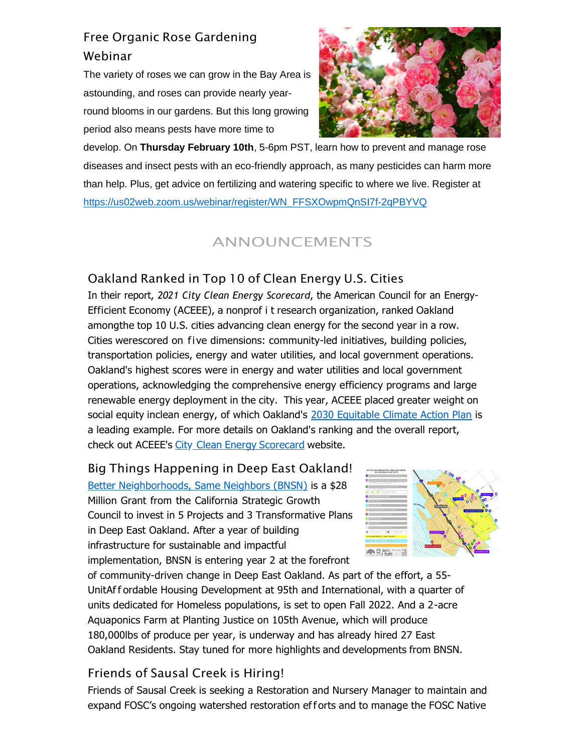## Free Organic Rose Gardening Webinar

The variety of roses we can grow in the Bay Area is astounding, and roses can provide nearly year-round blooms in our gardens. But this long growing period also means pests have more time to develop. On **Thursday February 10th**, 5-6pm PST, learn how to prevent and manage rose diseases and insect pests with an eco-friendly approach, as many pesticides can harm more than help. Plus, get advice on fertilizing and watering specific to where we live. Register at https://us02web.zoom.us/webinar/register/WN_FFSXOwpmQnSI7f-2qPBYVQ

# ANNOUNCEMENTS

## Oakland Ranked in Top 10 of Clean Energy U.S. Cities

In their report, *2021 City Clean Energy Scorecard*, the American Council for an Energy-Efficient Economy (ACEEE), a nonprof i t research organization, ranked Oakland amongthe top 10 U.S. cities advancing clean energy for the second year in a row. Cities werescored on five dimensions: community-led initiatives, building policies, transportation policies, energy and water utilities, and local government operations. Oakland's highest scores were in energy and water utilities and local government operations, acknowledging the comprehensive energy efficiency programs and large renewable energy deployment in the city. This year, ACEEE placed greater weight on social equity inclean energy, of which Oakland's 2030 Equitable Climate Action Plan is a leading example. For more details on Oakland's ranking and the overall report, check out ACEEE's City Clean Energy Scorecard website.

## Big Things Happening in Deep East Oakland!

Better Neighborhoods, Same Neighbors (BNSN) is a $28 Million Grant from the California Strategic Growth Council to invest in 5 Projects and 3 Transformative Plans in Deep East Oakland. After a year of building infrastructure for sustainable and impactful implementation, BNSN is entering year 2 at the forefront of community-driven change in Deep East Oakland. As part of the effort, a 55-UnitAf f ordable Housing Development at 95th and International, with a quarter of units dedicated for Homeless populations, is set to open Fall 2022. And a 2-acre Aquaponics Farm at Planting Justice on 105th Avenue, which will produce 180,000lbs of produce per year, is underway and has already hired 27 East Oakland Residents. Stay tuned for more highlights and developments from BNSN.

## Friends of Sausal Creek is Hiring!

Friends of Sausal Creek is seeking a Restoration and Nursery Manager to maintain and expand FOSC's ongoing watershed restoration ef f orts and to manage the FOSC Native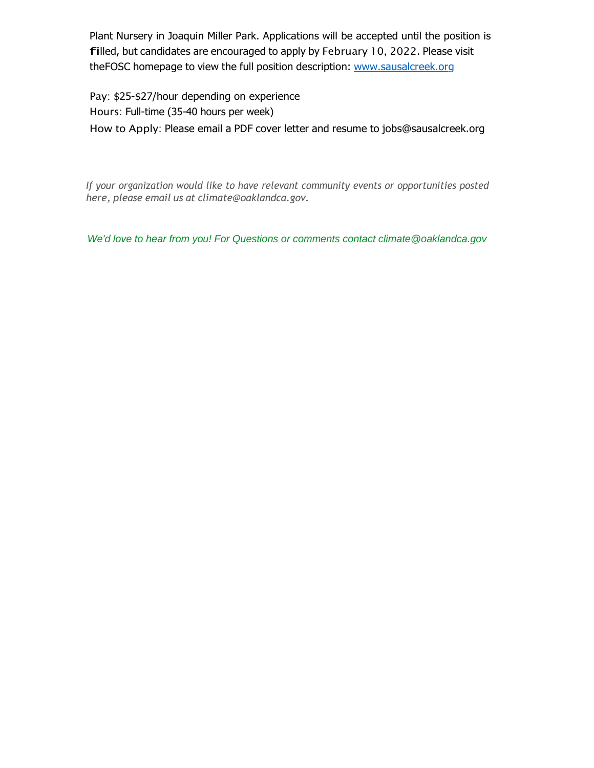Plant Nursery in Joaquin Miller Park. Applications will be accepted until the position is filled, but candidates are encouraged to apply by February 10, 2022. Please visit theFOSC homepage to view the full position description: [www.sausalcreek.org](http://www.sausalcreek.org)

Pay: $25-$27/hour depending on experience
Hours: Full-time (35-40 hours per week)
How to Apply: Please email a PDF cover letter and resume to jobs@sausalcreek.org

*If your organization would like to have relevant community events or opportunities posted here, please email us at climate@oaklandca.gov.*

*We'd love to hear from you! For Questions or comments contact climate@oaklandca.gov*